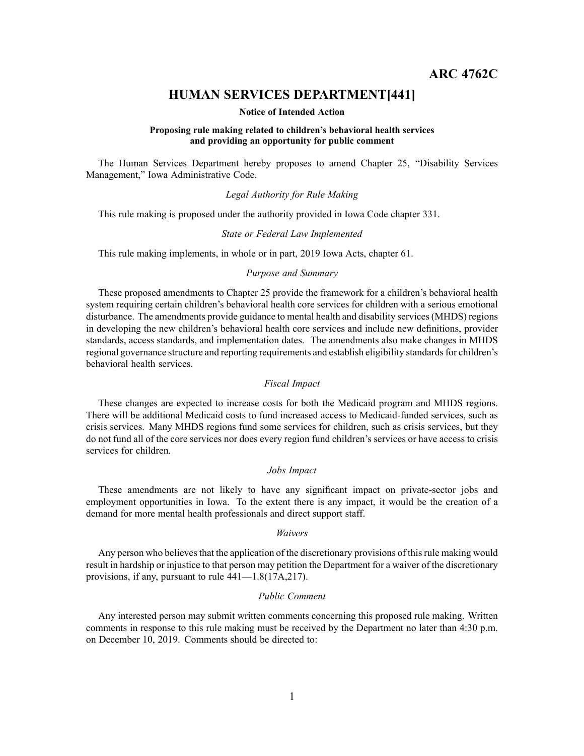# ARC 4762C

## HUMAN SERVICES DEPARTMENT[441]

**Notice of Intended Action**

**Proposing rule making related to children's behavioral health services and providing an opportunity for public comment**

The Human Services Department hereby proposes to amend Chapter 25, "Disability Services Management," Iowa Administrative Code.

*Legal Authority for Rule Making*

This rule making is proposed under the authority provided in Iowa Code chapter 331.

*State or Federal Law Implemented*

This rule making implements, in whole or in part, 2019 Iowa Acts, chapter 61.

*Purpose and Summary*

These proposed amendments to Chapter 25 provide the framework for a children's behavioral health system requiring certain children's behavioral health core services for children with a serious emotional disturbance. The amendments provide guidance to mental health and disability services (MHDS) regions in developing the new children's behavioral health core services and include new definitions, provider standards, access standards, and implementation dates. The amendments also make changes in MHDS regional governance structure and reporting requirements and establish eligibility standards for children's behavioral health services.

*Fiscal Impact*

These changes are expected to increase costs for both the Medicaid program and MHDS regions. There will be additional Medicaid costs to fund increased access to Medicaid-funded services, such as crisis services. Many MHDS regions fund some services for children, such as crisis services, but they do not fund all of the core services nor does every region fund children's services or have access to crisis services for children.

*Jobs Impact*

These amendments are not likely to have any significant impact on private-sector jobs and employment opportunities in Iowa. To the extent there is any impact, it would be the creation of a demand for more mental health professionals and direct support staff.

*Waivers*

Any person who believes that the application of the discretionary provisions of this rule making would result in hardship or injustice to that person may petition the Department for a waiver of the discretionary provisions, if any, pursuant to rule 441—1.8(17A,217).

*Public Comment*

Any interested person may submit written comments concerning this proposed rule making. Written comments in response to this rule making must be received by the Department no later than 4:30 p.m. on December 10, 2019. Comments should be directed to: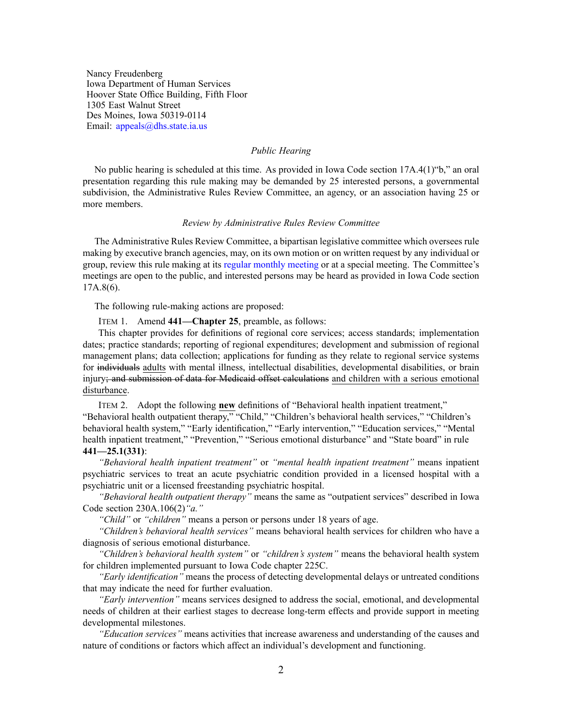Nancy Freudenberg
Iowa Department of Human Services
Hoover State Office Building, Fifth Floor
1305 East Walnut Street
Des Moines, Iowa 50319-0114
Email: appeals@dhs.state.ia.us

*Public Hearing*

No public hearing is scheduled at this time. As provided in Iowa Code section 17A.4(1)"b," an oral presentation regarding this rule making may be demanded by 25 interested persons, a governmental subdivision, the Administrative Rules Review Committee, an agency, or an association having 25 or more members.

*Review by Administrative Rules Review Committee*

The Administrative Rules Review Committee, a bipartisan legislative committee which oversees rule making by executive branch agencies, may, on its own motion or on written request by any individual or group, review this rule making at its regular monthly meeting or at a special meeting. The Committee's meetings are open to the public, and interested persons may be heard as provided in Iowa Code section 17A.8(6).

The following rule-making actions are proposed:

ITEM 1. Amend **441—Chapter 25**, preamble, as follows:

This chapter provides for definitions of regional core services; access standards; implementation dates; practice standards; reporting of regional expenditures; development and submission of regional management plans; data collection; applications for funding as they relate to regional service systems for ~~individuals~~ adults with mental illness, intellectual disabilities, developmental disabilities, or brain injury~~; and submission of data for Medicaid offset calculations~~ and children with a serious emotional disturbance.

ITEM 2. Adopt the following **new** definitions of "Behavioral health inpatient treatment," "Behavioral health outpatient therapy," "Child," "Children's behavioral health services," "Children's behavioral health system," "Early identification," "Early intervention," "Education services," "Mental health inpatient treatment," "Prevention," "Serious emotional disturbance" and "State board" in rule **441—25.1(331)**:

*"Behavioral health inpatient treatment"* or *"mental health inpatient treatment"* means inpatient psychiatric services to treat an acute psychiatric condition provided in a licensed hospital with a psychiatric unit or a licensed freestanding psychiatric hospital.

*"Behavioral health outpatient therapy"* means the same as "outpatient services" described in Iowa Code section 230A.106(2)*"a."*

*"Child"* or *"children"* means a person or persons under 18 years of age.

*"Children's behavioral health services"* means behavioral health services for children who have a diagnosis of serious emotional disturbance.

*"Children's behavioral health system"* or *"children's system"* means the behavioral health system for children implemented pursuant to Iowa Code chapter 225C.

*"Early identification"* means the process of detecting developmental delays or untreated conditions that may indicate the need for further evaluation.

*"Early intervention"* means services designed to address the social, emotional, and developmental needs of children at their earliest stages to decrease long-term effects and provide support in meeting developmental milestones.

*"Education services"* means activities that increase awareness and understanding of the causes and nature of conditions or factors which affect an individual's development and functioning.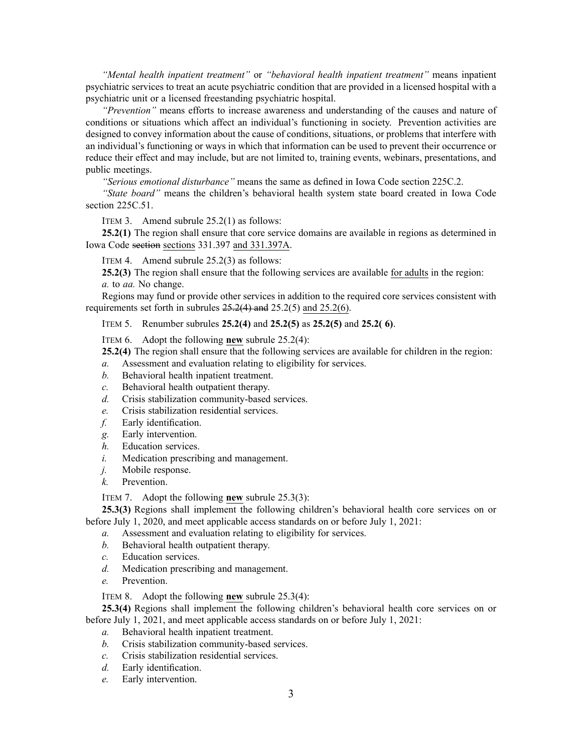*"Mental health inpatient treatment"* or *"behavioral health inpatient treatment"* means inpatient psychiatric services to treat an acute psychiatric condition that are provided in a licensed hospital with a psychiatric unit or a licensed freestanding psychiatric hospital.

*"Prevention"* means efforts to increase awareness and understanding of the causes and nature of conditions or situations which affect an individual's functioning in society. Prevention activities are designed to convey information about the cause of conditions, situations, or problems that interfere with an individual's functioning or ways in which that information can be used to prevent their occurrence or reduce their effect and may include, but are not limited to, training events, webinars, presentations, and public meetings.

*"Serious emotional disturbance"* means the same as defined in Iowa Code section 225C.2.

*"State board"* means the children's behavioral health system state board created in Iowa Code section 225C.51.

ITEM 3. Amend subrule 25.2(1) as follows:

**25.2(1)** The region shall ensure that core service domains are available in regions as determined in Iowa Code ~~section~~ sections 331.397 and 331.397A.

ITEM 4. Amend subrule 25.2(3) as follows:

**25.2(3)** The region shall ensure that the following services are available for adults in the region:

*a.* to *aa.* No change.

Regions may fund or provide other services in addition to the required core services consistent with requirements set forth in subrules ~~25.2(4) and~~ 25.2(5) and 25.2(6).

ITEM 5. Renumber subrules **25.2(4)** and **25.2(5)** as **25.2(5)** and **25.2( 6)**.

ITEM 6. Adopt the following **new** subrule 25.2(4):

**25.2(4)** The region shall ensure that the following services are available for children in the region:

*a.* Assessment and evaluation relating to eligibility for services.
*b.* Behavioral health inpatient treatment.
*c.* Behavioral health outpatient therapy.
*d.* Crisis stabilization community-based services.
*e.* Crisis stabilization residential services.
*f.* Early identification.
*g.* Early intervention.
*h.* Education services.
*i.* Medication prescribing and management.
*j.* Mobile response.
*k.* Prevention.

ITEM 7. Adopt the following **new** subrule 25.3(3):

**25.3(3)** Regions shall implement the following children's behavioral health core services on or before July 1, 2020, and meet applicable access standards on or before July 1, 2021:

*a.* Assessment and evaluation relating to eligibility for services.
*b.* Behavioral health outpatient therapy.
*c.* Education services.
*d.* Medication prescribing and management.
*e.* Prevention.

ITEM 8. Adopt the following **new** subrule 25.3(4):

**25.3(4)** Regions shall implement the following children's behavioral health core services on or before July 1, 2021, and meet applicable access standards on or before July 1, 2021:

*a.* Behavioral health inpatient treatment.
*b.* Crisis stabilization community-based services.
*c.* Crisis stabilization residential services.
*d.* Early identification.
*e.* Early intervention.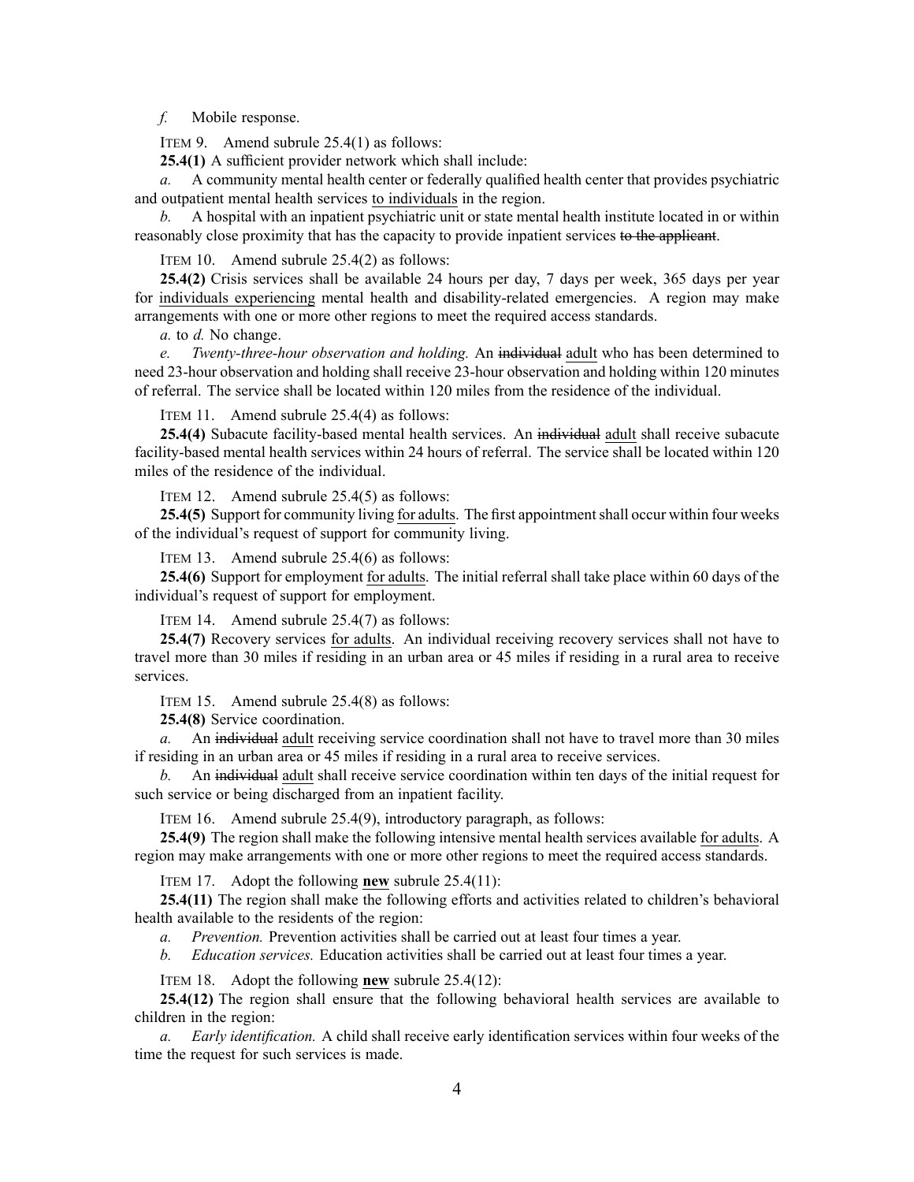*f.* Mobile response.

ITEM 9. Amend subrule 25.4(1) as follows:

**25.4(1)** A sufficient provider network which shall include:

*a.* A community mental health center or federally qualified health center that provides psychiatric and outpatient mental health services to individuals in the region.

*b.* A hospital with an inpatient psychiatric unit or state mental health institute located in or within reasonably close proximity that has the capacity to provide inpatient services ~~to the applicant~~.

ITEM 10. Amend subrule 25.4(2) as follows:

**25.4(2)** Crisis services shall be available 24 hours per day, 7 days per week, 365 days per year for individuals experiencing mental health and disability-related emergencies. A region may make arrangements with one or more other regions to meet the required access standards.

*a.* to *d.* No change.

*e.* *Twenty-three-hour observation and holding.* An ~~individual~~ adult who has been determined to need 23-hour observation and holding shall receive 23-hour observation and holding within 120 minutes of referral. The service shall be located within 120 miles from the residence of the individual.

ITEM 11. Amend subrule 25.4(4) as follows:

**25.4(4)** Subacute facility-based mental health services. An ~~individual~~ adult shall receive subacute facility-based mental health services within 24 hours of referral. The service shall be located within 120 miles of the residence of the individual.

ITEM 12. Amend subrule 25.4(5) as follows:

**25.4(5)** Support for community living for adults. The first appointment shall occur within four weeks of the individual's request of support for community living.

ITEM 13. Amend subrule 25.4(6) as follows:

**25.4(6)** Support for employment for adults. The initial referral shall take place within 60 days of the individual's request of support for employment.

ITEM 14. Amend subrule 25.4(7) as follows:

**25.4(7)** Recovery services for adults. An individual receiving recovery services shall not have to travel more than 30 miles if residing in an urban area or 45 miles if residing in a rural area to receive services.

ITEM 15. Amend subrule 25.4(8) as follows:

**25.4(8)** Service coordination.

*a.* An ~~individual~~ adult receiving service coordination shall not have to travel more than 30 miles if residing in an urban area or 45 miles if residing in a rural area to receive services.

*b.* An ~~individual~~ adult shall receive service coordination within ten days of the initial request for such service or being discharged from an inpatient facility.

ITEM 16. Amend subrule 25.4(9), introductory paragraph, as follows:

**25.4(9)** The region shall make the following intensive mental health services available for adults. A region may make arrangements with one or more other regions to meet the required access standards.

ITEM 17. Adopt the following **new** subrule 25.4(11):

**25.4(11)** The region shall make the following efforts and activities related to children's behavioral health available to the residents of the region:

*a.* *Prevention.* Prevention activities shall be carried out at least four times a year.

*b.* *Education services.* Education activities shall be carried out at least four times a year.

ITEM 18. Adopt the following **new** subrule 25.4(12):

**25.4(12)** The region shall ensure that the following behavioral health services are available to children in the region:

*a.* *Early identification.* A child shall receive early identification services within four weeks of the time the request for such services is made.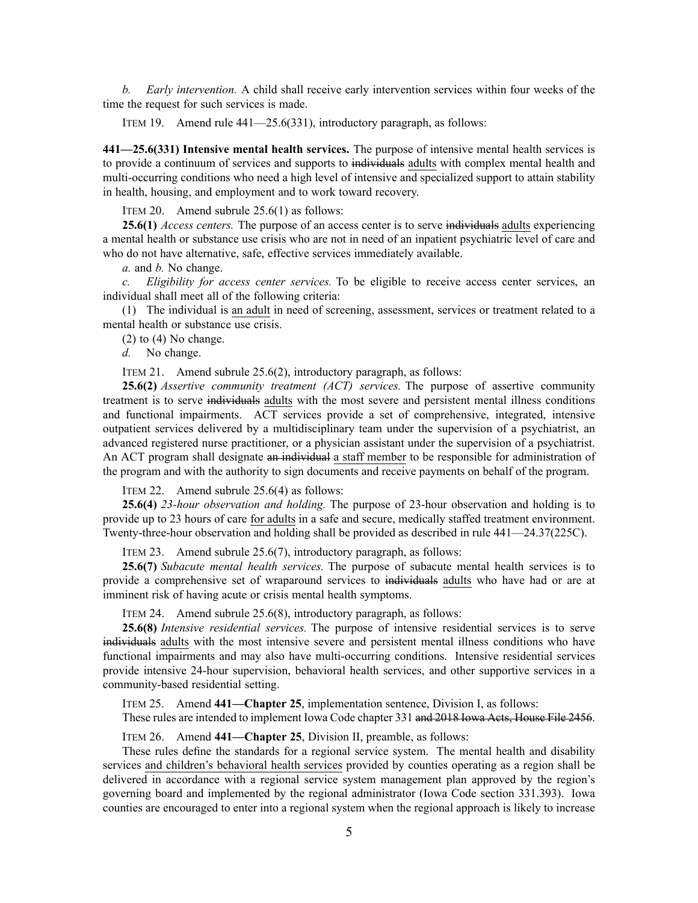*b. Early intervention.* A child shall receive early intervention services within four weeks of the time the request for such services is made.

ITEM 19. Amend rule 441—25.6(331), introductory paragraph, as follows:

**441—25.6(331) Intensive mental health services.** The purpose of intensive mental health services is to provide a continuum of services and supports to ~~individuals~~ adults with complex mental health and multi-occurring conditions who need a high level of intensive and specialized support to attain stability in health, housing, and employment and to work toward recovery.

ITEM 20. Amend subrule 25.6(1) as follows:

**25.6(1)** *Access centers.* The purpose of an access center is to serve ~~individuals~~ adults experiencing a mental health or substance use crisis who are not in need of an inpatient psychiatric level of care and who do not have alternative, safe, effective services immediately available.

*a.* and *b.* No change.

*c. Eligibility for access center services.* To be eligible to receive access center services, an individual shall meet all of the following criteria:

(1) The individual is an adult in need of screening, assessment, services or treatment related to a mental health or substance use crisis.

(2) to (4) No change.

*d.* No change.

ITEM 21. Amend subrule 25.6(2), introductory paragraph, as follows:

**25.6(2)** *Assertive community treatment (ACT) services.* The purpose of assertive community treatment is to serve ~~individuals~~ adults with the most severe and persistent mental illness conditions and functional impairments. ACT services provide a set of comprehensive, integrated, intensive outpatient services delivered by a multidisciplinary team under the supervision of a psychiatrist, an advanced registered nurse practitioner, or a physician assistant under the supervision of a psychiatrist. An ACT program shall designate ~~an individual~~ a staff member to be responsible for administration of the program and with the authority to sign documents and receive payments on behalf of the program.

ITEM 22. Amend subrule 25.6(4) as follows:

**25.6(4)** *23-hour observation and holding.* The purpose of 23-hour observation and holding is to provide up to 23 hours of care for adults in a safe and secure, medically staffed treatment environment. Twenty-three-hour observation and holding shall be provided as described in rule 441—24.37(225C).

ITEM 23. Amend subrule 25.6(7), introductory paragraph, as follows:

**25.6(7)** *Subacute mental health services.* The purpose of subacute mental health services is to provide a comprehensive set of wraparound services to ~~individuals~~ adults who have had or are at imminent risk of having acute or crisis mental health symptoms.

ITEM 24. Amend subrule 25.6(8), introductory paragraph, as follows:

**25.6(8)** *Intensive residential services.* The purpose of intensive residential services is to serve ~~individuals~~ adults with the most intensive severe and persistent mental illness conditions who have functional impairments and may also have multi-occurring conditions. Intensive residential services provide intensive 24-hour supervision, behavioral health services, and other supportive services in a community-based residential setting.

ITEM 25. Amend **441—Chapter 25**, implementation sentence, Division I, as follows:

These rules are intended to implement Iowa Code chapter 331 ~~and 2018 Iowa Acts, House File 2456~~.

ITEM 26. Amend **441—Chapter 25**, Division II, preamble, as follows:

These rules define the standards for a regional service system. The mental health and disability services and children's behavioral health services provided by counties operating as a region shall be delivered in accordance with a regional service system management plan approved by the region's governing board and implemented by the regional administrator (Iowa Code section 331.393). Iowa counties are encouraged to enter into a regional system when the regional approach is likely to increase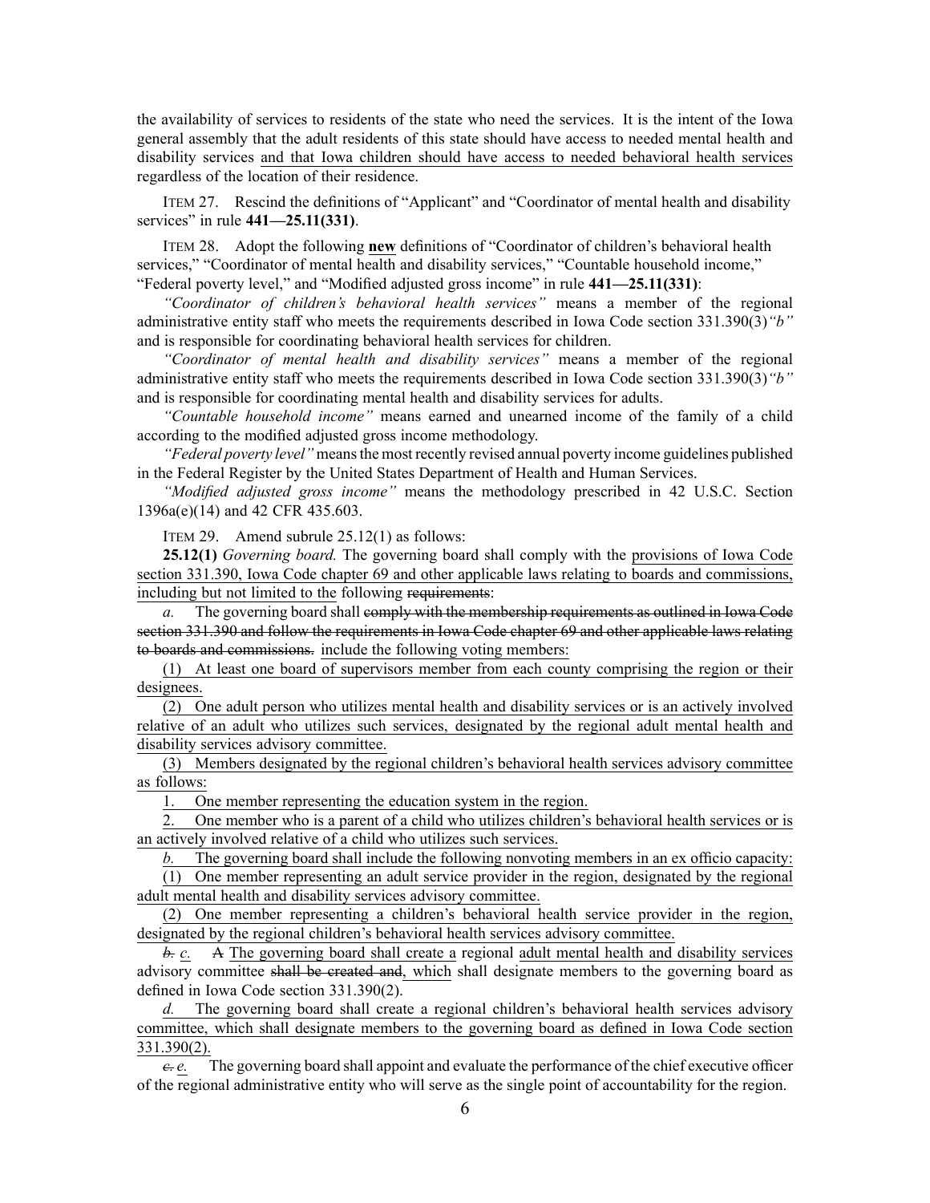the availability of services to residents of the state who need the services. It is the intent of the Iowa general assembly that the adult residents of this state should have access to needed mental health and disability services and that Iowa children should have access to needed behavioral health services regardless of the location of their residence.

ITEM 27. Rescind the definitions of "Applicant" and "Coordinator of mental health and disability services" in rule **441—25.11(331)**.

ITEM 28. Adopt the following **new** definitions of "Coordinator of children's behavioral health services," "Coordinator of mental health and disability services," "Countable household income," "Federal poverty level," and "Modified adjusted gross income" in rule **441—25.11(331)**:

*"Coordinator of children's behavioral health services"* means a member of the regional administrative entity staff who meets the requirements described in Iowa Code section 331.390(3)*"b"* and is responsible for coordinating behavioral health services for children.

*"Coordinator of mental health and disability services"* means a member of the regional administrative entity staff who meets the requirements described in Iowa Code section 331.390(3)*"b"* and is responsible for coordinating mental health and disability services for adults.

*"Countable household income"* means earned and unearned income of the family of a child according to the modified adjusted gross income methodology.

*"Federal poverty level"* means the most recently revised annual poverty income guidelines published in the Federal Register by the United States Department of Health and Human Services.

*"Modified adjusted gross income"* means the methodology prescribed in 42 U.S.C. Section 1396a(e)(14) and 42 CFR 435.603.

ITEM 29. Amend subrule 25.12(1) as follows:

**25.12(1)** *Governing board.* The governing board shall comply with the provisions of Iowa Code section 331.390, Iowa Code chapter 69 and other applicable laws relating to boards and commissions, including but not limited to the following ~~requirements~~:

*a.* The governing board shall ~~comply with the membership requirements as outlined in Iowa Code section 331.390 and follow the requirements in Iowa Code chapter 69 and other applicable laws relating to boards and commissions.~~ include the following voting members:

(1) At least one board of supervisors member from each county comprising the region or their designees.

(2) One adult person who utilizes mental health and disability services or is an actively involved relative of an adult who utilizes such services, designated by the regional adult mental health and disability services advisory committee.

(3) Members designated by the regional children's behavioral health services advisory committee as follows:

1. One member representing the education system in the region.

2. One member who is a parent of a child who utilizes children's behavioral health services or is an actively involved relative of a child who utilizes such services.

*b.* The governing board shall include the following nonvoting members in an ex officio capacity:

(1) One member representing an adult service provider in the region, designated by the regional adult mental health and disability services advisory committee.

(2) One member representing a children's behavioral health service provider in the region, designated by the regional children's behavioral health services advisory committee.

~~*b.*~~ *c.* ~~A~~ The governing board shall create a regional adult mental health and disability services advisory committee ~~shall be created and~~, which shall designate members to the governing board as defined in Iowa Code section 331.390(2).

*d.* The governing board shall create a regional children's behavioral health services advisory committee, which shall designate members to the governing board as defined in Iowa Code section 331.390(2).

~~*c.*~~ *e.* The governing board shall appoint and evaluate the performance of the chief executive officer of the regional administrative entity who will serve as the single point of accountability for the region.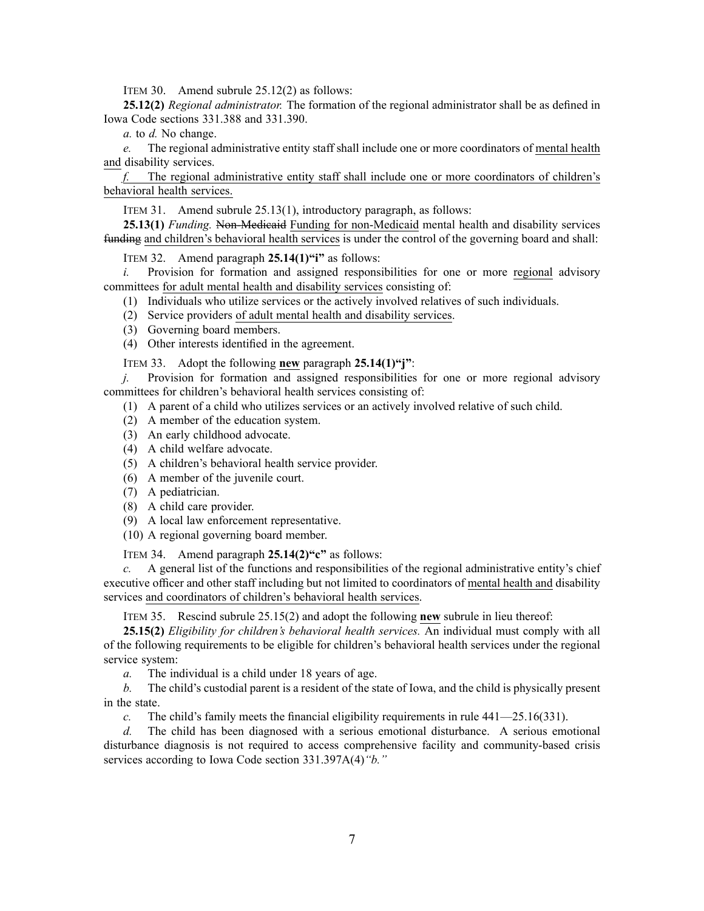ITEM 30. Amend subrule 25.12(2) as follows:

**25.12(2)** *Regional administrator.* The formation of the regional administrator shall be as defined in Iowa Code sections 331.388 and 331.390.

*a.* to *d.* No change.

*e.* The regional administrative entity staff shall include one or more coordinators of mental health and disability services.

*f.* The regional administrative entity staff shall include one or more coordinators of children's behavioral health services.

ITEM 31. Amend subrule 25.13(1), introductory paragraph, as follows:

**25.13(1)** *Funding.* ~~Non-Medicaid~~ Funding for non-Medicaid mental health and disability services ~~funding~~ and children's behavioral health services is under the control of the governing board and shall:

ITEM 32. Amend paragraph **25.14(1)"i"** as follows:

*i.* Provision for formation and assigned responsibilities for one or more regional advisory committees for adult mental health and disability services consisting of:

(1) Individuals who utilize services or the actively involved relatives of such individuals.

(2) Service providers of adult mental health and disability services.

(3) Governing board members.

(4) Other interests identified in the agreement.

ITEM 33. Adopt the following **new** paragraph **25.14(1)"j"**:

*j.* Provision for formation and assigned responsibilities for one or more regional advisory committees for children's behavioral health services consisting of:

(1) A parent of a child who utilizes services or an actively involved relative of such child.

(2) A member of the education system.

(3) An early childhood advocate.

(4) A child welfare advocate.

(5) A children's behavioral health service provider.

(6) A member of the juvenile court.

(7) A pediatrician.

(8) A child care provider.

(9) A local law enforcement representative.

(10) A regional governing board member.

ITEM 34. Amend paragraph **25.14(2)"c"** as follows:

*c.* A general list of the functions and responsibilities of the regional administrative entity's chief executive officer and other staff including but not limited to coordinators of mental health and disability services and coordinators of children's behavioral health services.

ITEM 35. Rescind subrule 25.15(2) and adopt the following **new** subrule in lieu thereof:

**25.15(2)** *Eligibility for children's behavioral health services.* An individual must comply with all of the following requirements to be eligible for children's behavioral health services under the regional service system:

*a.* The individual is a child under 18 years of age.

*b.* The child's custodial parent is a resident of the state of Iowa, and the child is physically present in the state.

*c.* The child's family meets the financial eligibility requirements in rule 441—25.16(331).

*d.* The child has been diagnosed with a serious emotional disturbance. A serious emotional disturbance diagnosis is not required to access comprehensive facility and community-based crisis services according to Iowa Code section 331.397A(4)*"b."*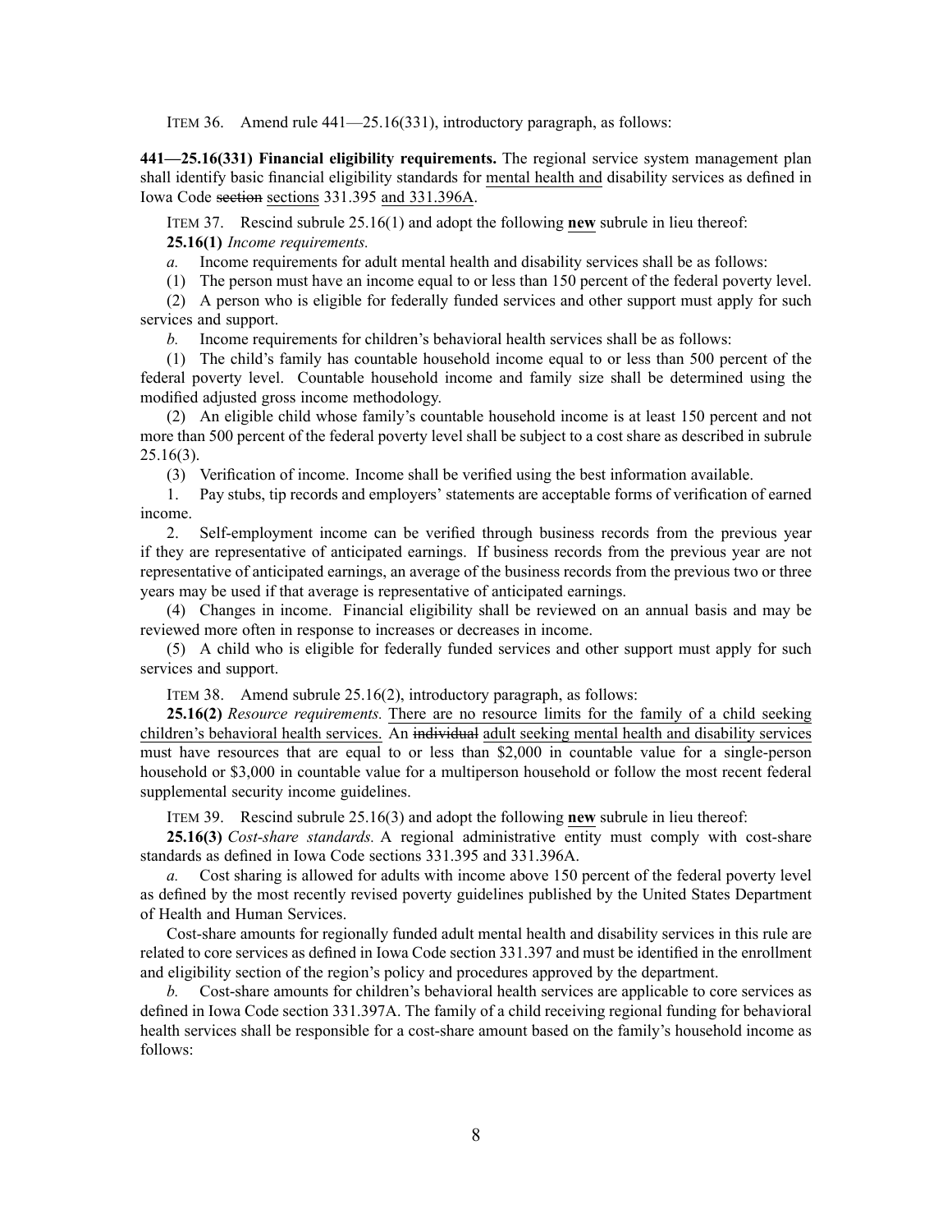ITEM 36. Amend rule 441—25.16(331), introductory paragraph, as follows:

**441—25.16(331) Financial eligibility requirements.** The regional service system management plan shall identify basic financial eligibility standards for mental health and disability services as defined in Iowa Code ~~section~~ sections 331.395 and 331.396A.

ITEM 37. Rescind subrule 25.16(1) and adopt the following **new** subrule in lieu thereof:

**25.16(1)** *Income requirements.*

*a.* Income requirements for adult mental health and disability services shall be as follows:

(1) The person must have an income equal to or less than 150 percent of the federal poverty level.

(2) A person who is eligible for federally funded services and other support must apply for such services and support.

*b.* Income requirements for children's behavioral health services shall be as follows:

(1) The child's family has countable household income equal to or less than 500 percent of the federal poverty level. Countable household income and family size shall be determined using the modified adjusted gross income methodology.

(2) An eligible child whose family's countable household income is at least 150 percent and not more than 500 percent of the federal poverty level shall be subject to a cost share as described in subrule 25.16(3).

(3) Verification of income. Income shall be verified using the best information available.

1. Pay stubs, tip records and employers' statements are acceptable forms of verification of earned income.

2. Self-employment income can be verified through business records from the previous year if they are representative of anticipated earnings. If business records from the previous year are not representative of anticipated earnings, an average of the business records from the previous two or three years may be used if that average is representative of anticipated earnings.

(4) Changes in income. Financial eligibility shall be reviewed on an annual basis and may be reviewed more often in response to increases or decreases in income.

(5) A child who is eligible for federally funded services and other support must apply for such services and support.

ITEM 38. Amend subrule 25.16(2), introductory paragraph, as follows:

**25.16(2)** *Resource requirements.* There are no resource limits for the family of a child seeking children's behavioral health services. An ~~individual~~ adult seeking mental health and disability services must have resources that are equal to or less than $2,000 in countable value for a single-person household or $3,000 in countable value for a multiperson household or follow the most recent federal supplemental security income guidelines.

ITEM 39. Rescind subrule 25.16(3) and adopt the following **new** subrule in lieu thereof:

**25.16(3)** *Cost-share standards.* A regional administrative entity must comply with cost-share standards as defined in Iowa Code sections 331.395 and 331.396A.

*a.* Cost sharing is allowed for adults with income above 150 percent of the federal poverty level as defined by the most recently revised poverty guidelines published by the United States Department of Health and Human Services.

Cost-share amounts for regionally funded adult mental health and disability services in this rule are related to core services as defined in Iowa Code section 331.397 and must be identified in the enrollment and eligibility section of the region's policy and procedures approved by the department.

*b.* Cost-share amounts for children's behavioral health services are applicable to core services as defined in Iowa Code section 331.397A. The family of a child receiving regional funding for behavioral health services shall be responsible for a cost-share amount based on the family's household income as follows: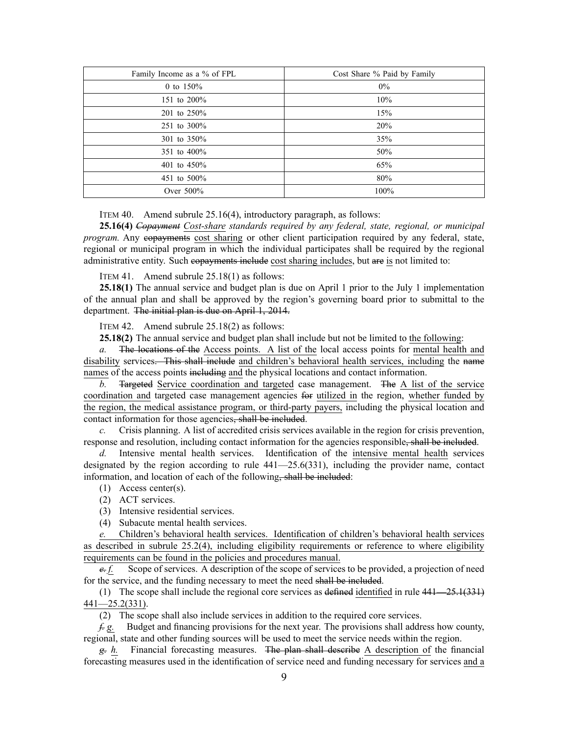| Family Income as a % of FPL | Cost Share % Paid by Family |
|---|---|
| 0 to 150% | 0% |
| 151 to 200% | 10% |
| 201 to 250% | 15% |
| 251 to 300% | 20% |
| 301 to 350% | 35% |
| 351 to 400% | 50% |
| 401 to 450% | 65% |
| 451 to 500% | 80% |
| Over 500% | 100% |

ITEM 40. Amend subrule 25.16(4), introductory paragraph, as follows:

**25.16(4)** ~~*Copayment*~~ <u>*Cost-share*</u> *standards required by any federal, state, regional, or municipal program.* Any ~~copayments~~ <u>cost sharing</u> or other client participation required by any federal, state, regional or municipal program in which the individual participates shall be required by the regional administrative entity. Such ~~copayments include~~ <u>cost sharing includes</u>, but ~~are~~ <u>is</u> not limited to:

ITEM 41. Amend subrule 25.18(1) as follows:

**25.18(1)** The annual service and budget plan is due on April 1 prior to the July 1 implementation of the annual plan and shall be approved by the region's governing board prior to submittal to the department. ~~The initial plan is due on April 1, 2014.~~

ITEM 42. Amend subrule 25.18(2) as follows:

**25.18(2)** The annual service and budget plan shall include but not be limited to <u>the following</u>:

*a.* ~~The locations of the~~ <u>Access points. A list of the</u> local access points for <u>mental health and disability</u> services~~. This shall include~~ <u>and children's behavioral health services, including</u> the ~~name~~ <u>names</u> of the access points ~~including~~ <u>and</u> the physical locations and contact information.

*b.* ~~Targeted~~ <u>Service coordination and targeted</u> case management. ~~The~~ <u>A list of the service coordination and</u> targeted case management agencies ~~for~~ <u>utilized in</u> the region, <u>whether funded by the region, the medical assistance program, or third-party payers,</u> including the physical location and contact information for those agencies~~, shall be included~~.

*c.* Crisis planning. A list of accredited crisis services available in the region for crisis prevention, response and resolution, including contact information for the agencies responsible~~, shall be included~~.

*d.* Intensive mental health services. Identification of the <u>intensive mental health</u> services designated by the region according to rule 441—25.6(331), including the provider name, contact information, and location of each of the following~~, shall be included~~:

(1) Access center(s).

(2) ACT services.

(3) Intensive residential services.

(4) Subacute mental health services.

<u>*e.* Children's behavioral health services. Identification of children's behavioral health services as described in subrule 25.2(4), including eligibility requirements or reference to where eligibility requirements can be found in the policies and procedures manual.</u>

~~*e.*~~ <u>*f.*</u> Scope of services. A description of the scope of services to be provided, a projection of need for the service, and the funding necessary to meet the need ~~shall be included~~.

(1) The scope shall include the regional core services as ~~defined~~ <u>identified</u> in rule ~~441—25.1(331)~~ <u>441—25.2(331)</u>.

(2) The scope shall also include services in addition to the required core services.

~~*f.*~~ <u>*g.*</u> Budget and financing provisions for the next year. The provisions shall address how county, regional, state and other funding sources will be used to meet the service needs within the region.

~~*g.*~~ <u>*h.*</u> Financial forecasting measures. ~~The plan shall describe~~ <u>A description of</u> the financial forecasting measures used in the identification of service need and funding necessary for services <u>and a</u>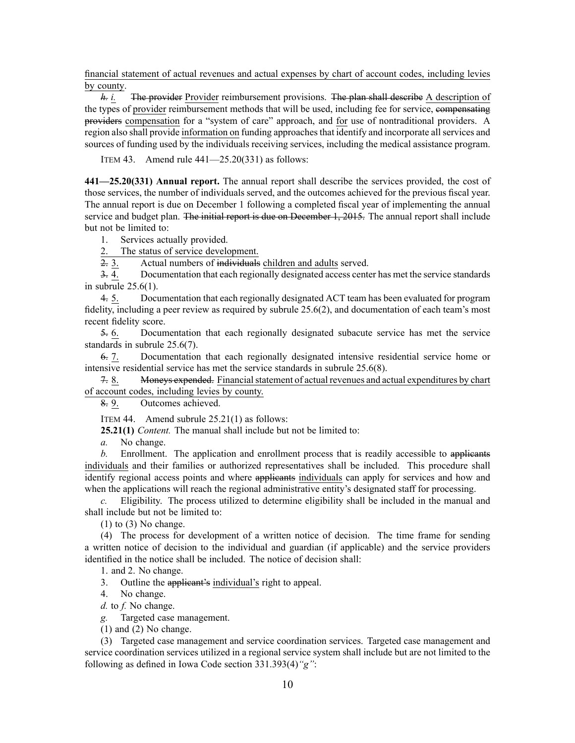financial statement of actual revenues and actual expenses by chart of account codes, including levies by county.

~~*h.*~~ *i.* ~~The provider~~ Provider reimbursement provisions. ~~The plan shall describe~~ A description of the types of provider reimbursement methods that will be used, including fee for service, ~~compensating providers~~ compensation for a "system of care" approach, and for use of nontraditional providers. A region also shall provide information on funding approaches that identify and incorporate all services and sources of funding used by the individuals receiving services, including the medical assistance program.

ITEM 43. Amend rule 441—25.20(331) as follows:

**441—25.20(331) Annual report.** The annual report shall describe the services provided, the cost of those services, the number of individuals served, and the outcomes achieved for the previous fiscal year. The annual report is due on December 1 following a completed fiscal year of implementing the annual service and budget plan. ~~The initial report is due on December 1, 2015.~~ The annual report shall include but not be limited to:

1. Services actually provided.

2. The status of service development.

~~2.~~ 3. Actual numbers of ~~individuals~~ children and adults served.

~~3.~~ 4. Documentation that each regionally designated access center has met the service standards in subrule 25.6(1).

~~4.~~ 5. Documentation that each regionally designated ACT team has been evaluated for program fidelity, including a peer review as required by subrule 25.6(2), and documentation of each team's most recent fidelity score.

~~5.~~ 6. Documentation that each regionally designated subacute service has met the service standards in subrule 25.6(7).

~~6.~~ 7. Documentation that each regionally designated intensive residential service home or intensive residential service has met the service standards in subrule 25.6(8).

~~7.~~ 8. ~~Moneys expended.~~ Financial statement of actual revenues and actual expenditures by chart of account codes, including levies by county.

~~8.~~ 9. Outcomes achieved.

ITEM 44. Amend subrule 25.21(1) as follows:

**25.21(1)** *Content.* The manual shall include but not be limited to:

*a.* No change.

*b.* Enrollment. The application and enrollment process that is readily accessible to ~~applicants~~ individuals and their families or authorized representatives shall be included. This procedure shall identify regional access points and where ~~applicants~~ individuals can apply for services and how and when the applications will reach the regional administrative entity's designated staff for processing.

*c.* Eligibility. The process utilized to determine eligibility shall be included in the manual and shall include but not be limited to:

(1) to (3) No change.

(4) The process for development of a written notice of decision. The time frame for sending a written notice of decision to the individual and guardian (if applicable) and the service providers identified in the notice shall be included. The notice of decision shall:

1. and 2. No change.

3. Outline the ~~applicant's~~ individual's right to appeal.

4. No change.

*d.* to *f.* No change.

*g.* Targeted case management.

(1) and (2) No change.

(3) Targeted case management and service coordination services. Targeted case management and service coordination services utilized in a regional service system shall include but are not limited to the following as defined in Iowa Code section 331.393(4)*"g"*: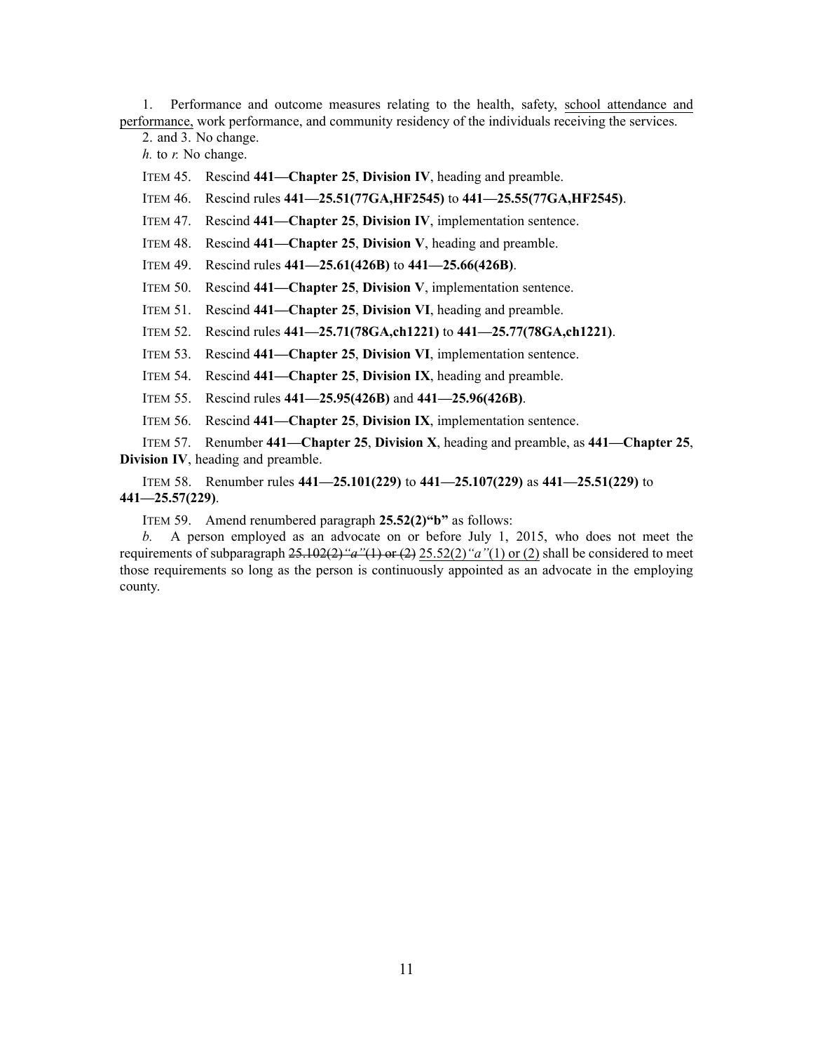1. Performance and outcome measures relating to the health, safety, school attendance and performance, work performance, and community residency of the individuals receiving the services.

2. and 3. No change.

*h.* to *r.* No change.

ITEM 45. Rescind **441—Chapter 25**, **Division IV**, heading and preamble.

ITEM 46. Rescind rules **441—25.51(77GA,HF2545)** to **441—25.55(77GA,HF2545)**.

ITEM 47. Rescind **441—Chapter 25**, **Division IV**, implementation sentence.

ITEM 48. Rescind **441—Chapter 25**, **Division V**, heading and preamble.

ITEM 49. Rescind rules **441—25.61(426B)** to **441—25.66(426B)**.

ITEM 50. Rescind **441—Chapter 25**, **Division V**, implementation sentence.

ITEM 51. Rescind **441—Chapter 25**, **Division VI**, heading and preamble.

ITEM 52. Rescind rules **441—25.71(78GA,ch1221)** to **441—25.77(78GA,ch1221)**.

ITEM 53. Rescind **441—Chapter 25**, **Division VI**, implementation sentence.

ITEM 54. Rescind **441—Chapter 25**, **Division IX**, heading and preamble.

ITEM 55. Rescind rules **441—25.95(426B)** and **441—25.96(426B)**.

ITEM 56. Rescind **441—Chapter 25**, **Division IX**, implementation sentence.

ITEM 57. Renumber **441—Chapter 25**, **Division X**, heading and preamble, as **441—Chapter 25**, **Division IV**, heading and preamble.

ITEM 58. Renumber rules **441—25.101(229)** to **441—25.107(229)** as **441—25.51(229)** to **441—25.57(229)**.

ITEM 59. Amend renumbered paragraph **25.52(2)"b"** as follows:

*b.* A person employed as an advocate on or before July 1, 2015, who does not meet the requirements of subparagraph ~~25.102(2)*"a"*(1) or (2)~~ 25.52(2)*"a"*(1) or (2) shall be considered to meet those requirements so long as the person is continuously appointed as an advocate in the employing county.